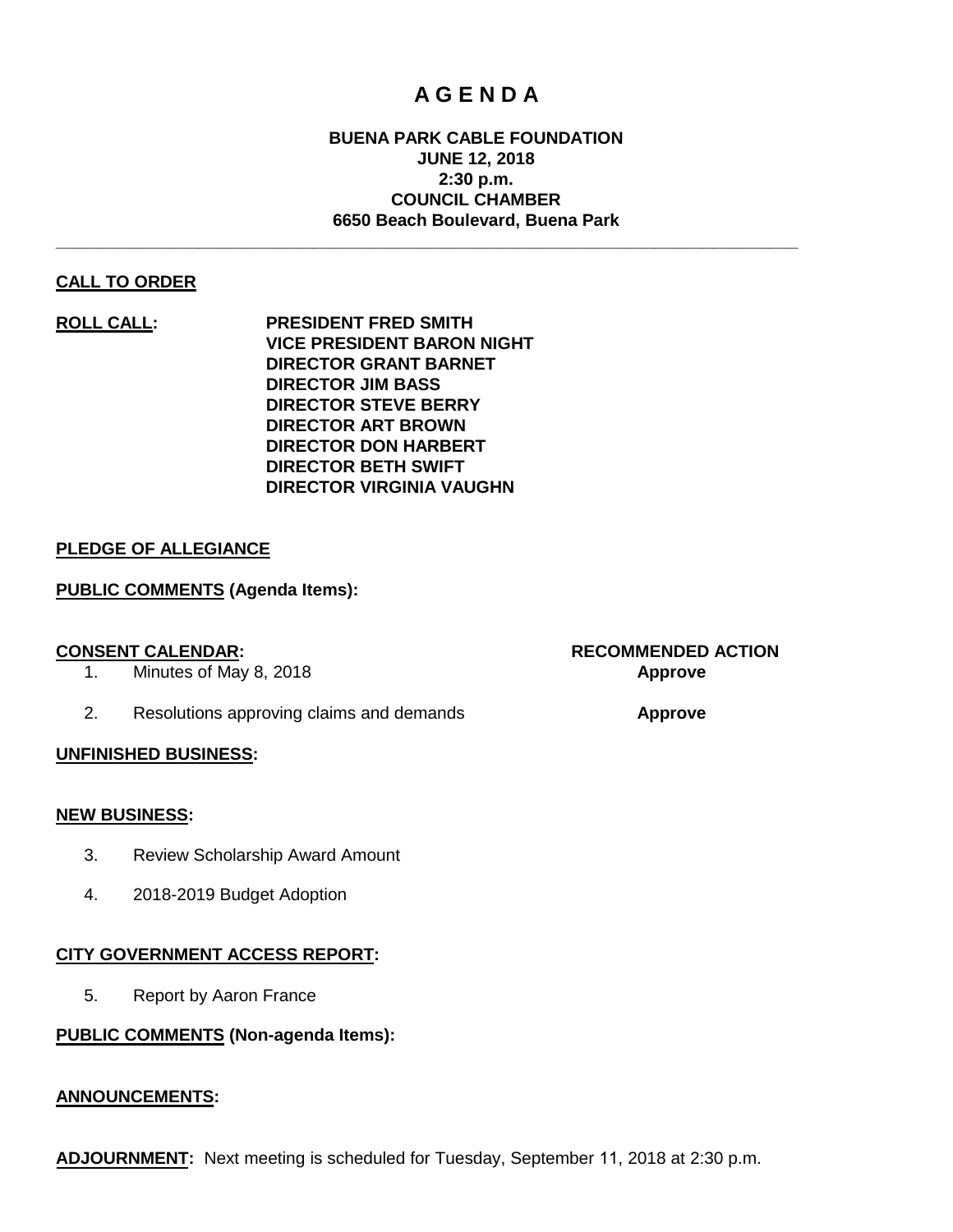# A G E N D A

**BUENA PARK CABLE FOUNDATION**
**JUNE 12, 2018**
**2:30 p.m.**
**COUNCIL CHAMBER**
**6650 Beach Boulevard, Buena Park**

---

**CALL TO ORDER**

**ROLL CALL:**

**PRESIDENT FRED SMITH**
**VICE PRESIDENT BARON NIGHT**
**DIRECTOR GRANT BARNET**
**DIRECTOR JIM BASS**
**DIRECTOR STEVE BERRY**
**DIRECTOR ART BROWN**
**DIRECTOR DON HARBERT**
**DIRECTOR BETH SWIFT**
**DIRECTOR VIRGINIA VAUGHN**

**PLEDGE OF ALLEGIANCE**

**PUBLIC COMMENTS (Agenda Items):**

| **CONSENT CALENDAR:** | **RECOMMENDED ACTION** |
|---|---|
| 1. Minutes of May 8, 2018 | **Approve** |
| 2. Resolutions approving claims and demands | **Approve** |

**UNFINISHED BUSINESS:**

**NEW BUSINESS:**

3. Review Scholarship Award Amount
4. 2018-2019 Budget Adoption

**CITY GOVERNMENT ACCESS REPORT:**

5. Report by Aaron France

**PUBLIC COMMENTS (Non-agenda Items):**

**ANNOUNCEMENTS:**

**ADJOURNMENT:** Next meeting is scheduled for Tuesday, September 11, 2018 at 2:30 p.m.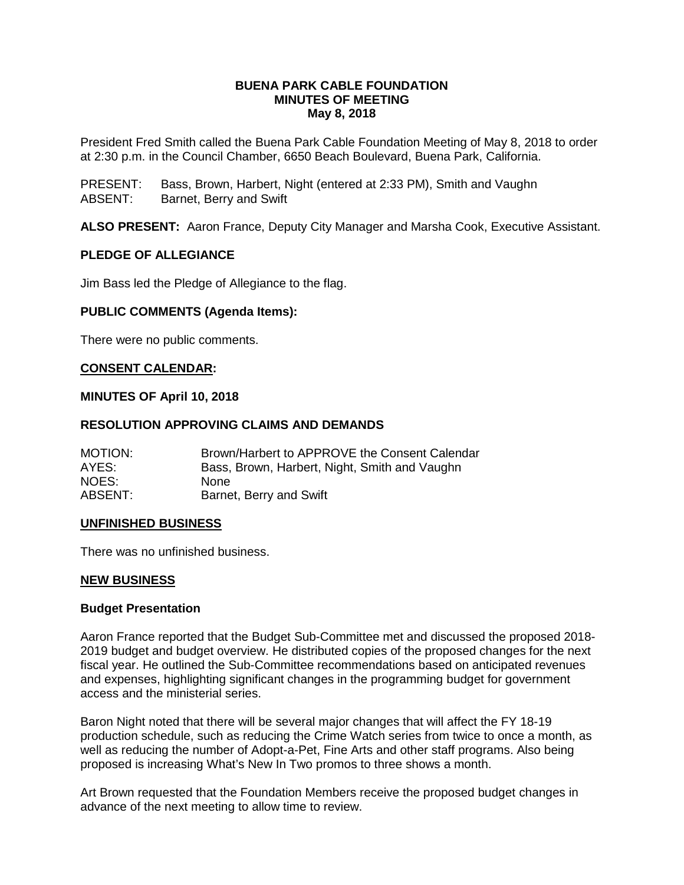# BUENA PARK CABLE FOUNDATION
## MINUTES OF MEETING
### May 8, 2018

President Fred Smith called the Buena Park Cable Foundation Meeting of May 8, 2018 to order at 2:30 p.m. in the Council Chamber, 6650 Beach Boulevard, Buena Park, California.

| | |
|---|---|
| PRESENT: | Bass, Brown, Harbert, Night (entered at 2:33 PM), Smith and Vaughn |
| ABSENT: | Barnet, Berry and Swift |

**ALSO PRESENT:** Aaron France, Deputy City Manager and Marsha Cook, Executive Assistant.

**PLEDGE OF ALLEGIANCE**

Jim Bass led the Pledge of Allegiance to the flag.

**PUBLIC COMMENTS (Agenda Items):**

There were no public comments.

**CONSENT CALENDAR:**

**MINUTES OF April 10, 2018**

**RESOLUTION APPROVING CLAIMS AND DEMANDS**

| | |
|---|---|
| MOTION: | Brown/Harbert to APPROVE the Consent Calendar |
| AYES: | Bass, Brown, Harbert, Night, Smith and Vaughn |
| NOES: | None |
| ABSENT: | Barnet, Berry and Swift |

**UNFINISHED BUSINESS**

There was no unfinished business.

**NEW BUSINESS**

**Budget Presentation**

Aaron France reported that the Budget Sub-Committee met and discussed the proposed 2018-2019 budget and budget overview. He distributed copies of the proposed changes for the next fiscal year. He outlined the Sub-Committee recommendations based on anticipated revenues and expenses, highlighting significant changes in the programming budget for government access and the ministerial series.

Baron Night noted that there will be several major changes that will affect the FY 18-19 production schedule, such as reducing the Crime Watch series from twice to once a month, as well as reducing the number of Adopt-a-Pet, Fine Arts and other staff programs. Also being proposed is increasing What's New In Two promos to three shows a month.

Art Brown requested that the Foundation Members receive the proposed budget changes in advance of the next meeting to allow time to review.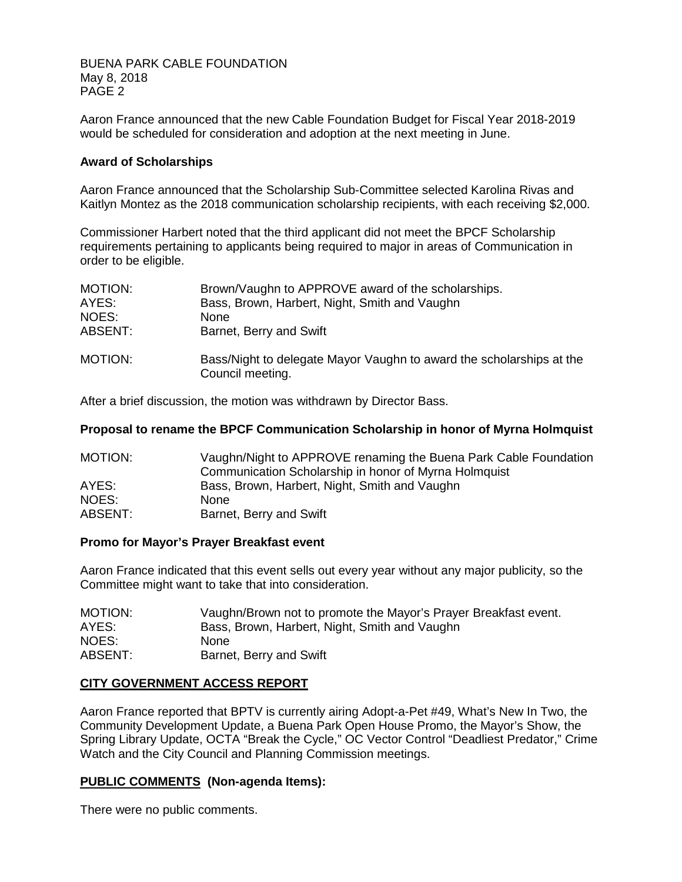Aaron France announced that the new Cable Foundation Budget for Fiscal Year 2018-2019 would be scheduled for consideration and adoption at the next meeting in June.

**Award of Scholarships**

Aaron France announced that the Scholarship Sub-Committee selected Karolina Rivas and Kaitlyn Montez as the 2018 communication scholarship recipients, with each receiving $2,000.

Commissioner Harbert noted that the third applicant did not meet the BPCF Scholarship requirements pertaining to applicants being required to major in areas of Communication in order to be eligible.

MOTION: Brown/Vaughn to APPROVE award of the scholarships.
AYES: Bass, Brown, Harbert, Night, Smith and Vaughn
NOES: None
ABSENT: Barnet, Berry and Swift

MOTION: Bass/Night to delegate Mayor Vaughn to award the scholarships at the Council meeting.

After a brief discussion, the motion was withdrawn by Director Bass.

**Proposal to rename the BPCF Communication Scholarship in honor of Myrna Holmquist**

MOTION: Vaughn/Night to APPROVE renaming the Buena Park Cable Foundation Communication Scholarship in honor of Myrna Holmquist
AYES: Bass, Brown, Harbert, Night, Smith and Vaughn
NOES: None
ABSENT: Barnet, Berry and Swift

**Promo for Mayor's Prayer Breakfast event**

Aaron France indicated that this event sells out every year without any major publicity, so the Committee might want to take that into consideration.

MOTION: Vaughn/Brown not to promote the Mayor's Prayer Breakfast event.
AYES: Bass, Brown, Harbert, Night, Smith and Vaughn
NOES: None
ABSENT: Barnet, Berry and Swift

## CITY GOVERNMENT ACCESS REPORT

Aaron France reported that BPTV is currently airing Adopt-a-Pet #49, What's New In Two, the Community Development Update, a Buena Park Open House Promo, the Mayor's Show, the Spring Library Update, OCTA "Break the Cycle," OC Vector Control "Deadliest Predator," Crime Watch and the City Council and Planning Commission meetings.

## PUBLIC COMMENTS (Non-agenda Items):

There were no public comments.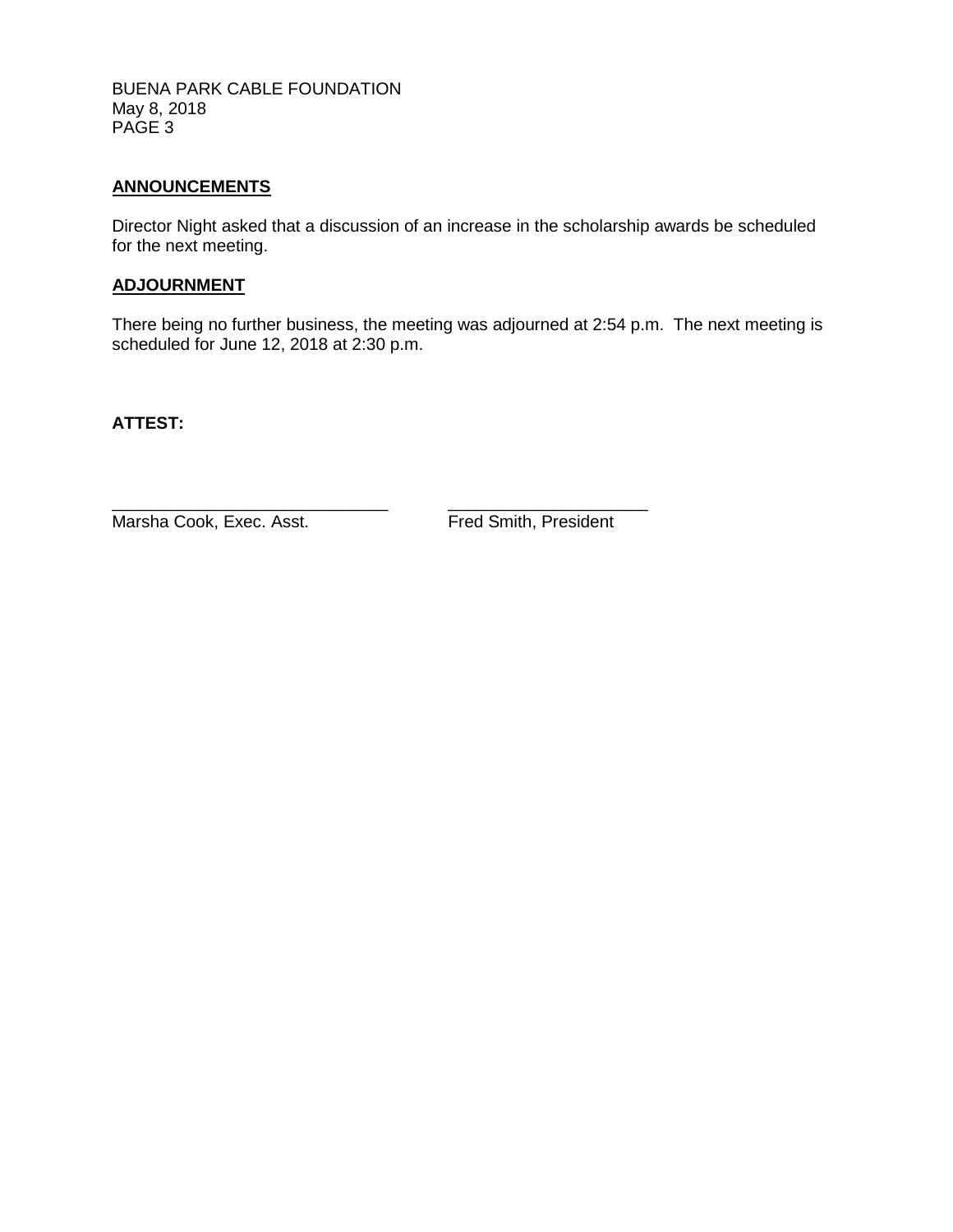## ANNOUNCEMENTS

Director Night asked that a discussion of an increase in the scholarship awards be scheduled for the next meeting.

## ADJOURNMENT

There being no further business, the meeting was adjourned at 2:54 p.m. The next meeting is scheduled for June 12, 2018 at 2:30 p.m.

**ATTEST:**

\_\_\_\_\_\_\_\_\_\_\_\_\_\_\_\_\_\_\_\_\_\_\_\_\_\_\_\_\_\_
Marsha Cook, Exec. Asst.

\_\_\_\_\_\_\_\_\_\_\_\_\_\_\_\_\_\_\_\_\_\_\_\_\_\_
Fred Smith, President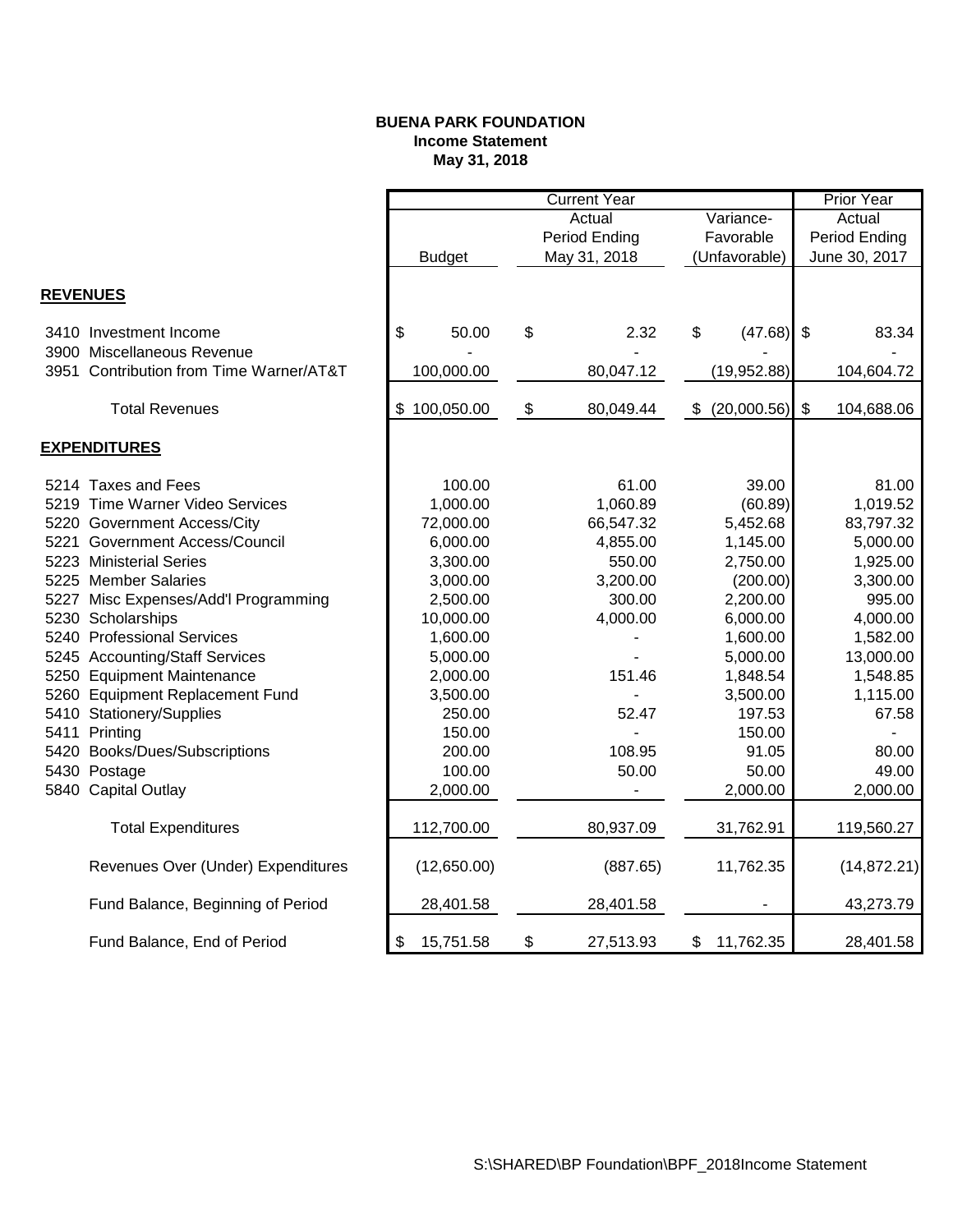**BUENA PARK FOUNDATION**
**Income Statement**
**May 31, 2018**

| | Current Year | | | Prior Year |
|---|---|---|---|---|
| | Budget | Actual Period Ending May 31, 2018 | Variance- Favorable (Unfavorable) | Actual Period Ending June 30, 2017 |
| **REVENUES** | | | | |
| 3410 Investment Income | $ 50.00 | $ 2.32 | $ (47.68) | $ 83.34 |
| 3900 Miscellaneous Revenue | - | - | - | - |
| 3951 Contribution from Time Warner/AT&T | 100,000.00 | 80,047.12 | (19,952.88) | 104,604.72 |
| Total Revenues | $ 100,050.00 | $ 80,049.44 | $ (20,000.56) | $ 104,688.06 |
| **EXPENDITURES** | | | | |
| 5214 Taxes and Fees | 100.00 | 61.00 | 39.00 | 81.00 |
| 5219 Time Warner Video Services | 1,000.00 | 1,060.89 | (60.89) | 1,019.52 |
| 5220 Government Access/City | 72,000.00 | 66,547.32 | 5,452.68 | 83,797.32 |
| 5221 Government Access/Council | 6,000.00 | 4,855.00 | 1,145.00 | 5,000.00 |
| 5223 Ministerial Series | 3,300.00 | 550.00 | 2,750.00 | 1,925.00 |
| 5225 Member Salaries | 3,000.00 | 3,200.00 | (200.00) | 3,300.00 |
| 5227 Misc Expenses/Add'l Programming | 2,500.00 | 300.00 | 2,200.00 | 995.00 |
| 5230 Scholarships | 10,000.00 | 4,000.00 | 6,000.00 | 4,000.00 |
| 5240 Professional Services | 1,600.00 | - | 1,600.00 | 1,582.00 |
| 5245 Accounting/Staff Services | 5,000.00 | - | 5,000.00 | 13,000.00 |
| 5250 Equipment Maintenance | 2,000.00 | 151.46 | 1,848.54 | 1,548.85 |
| 5260 Equipment Replacement Fund | 3,500.00 | - | 3,500.00 | 1,115.00 |
| 5410 Stationery/Supplies | 250.00 | 52.47 | 197.53 | 67.58 |
| 5411 Printing | 150.00 | - | 150.00 | - |
| 5420 Books/Dues/Subscriptions | 200.00 | 108.95 | 91.05 | 80.00 |
| 5430 Postage | 100.00 | 50.00 | 50.00 | 49.00 |
| 5840 Capital Outlay | 2,000.00 | - | 2,000.00 | 2,000.00 |
| Total Expenditures | 112,700.00 | 80,937.09 | 31,762.91 | 119,560.27 |
| Revenues Over (Under) Expenditures | (12,650.00) | (887.65) | 11,762.35 | (14,872.21) |
| Fund Balance, Beginning of Period | 28,401.58 | 28,401.58 | - | 43,273.79 |
| Fund Balance, End of Period | $ 15,751.58 | $ 27,513.93 | $ 11,762.35 | 28,401.58 |

S:\SHARED\BP Foundation\BPF_2018Income Statement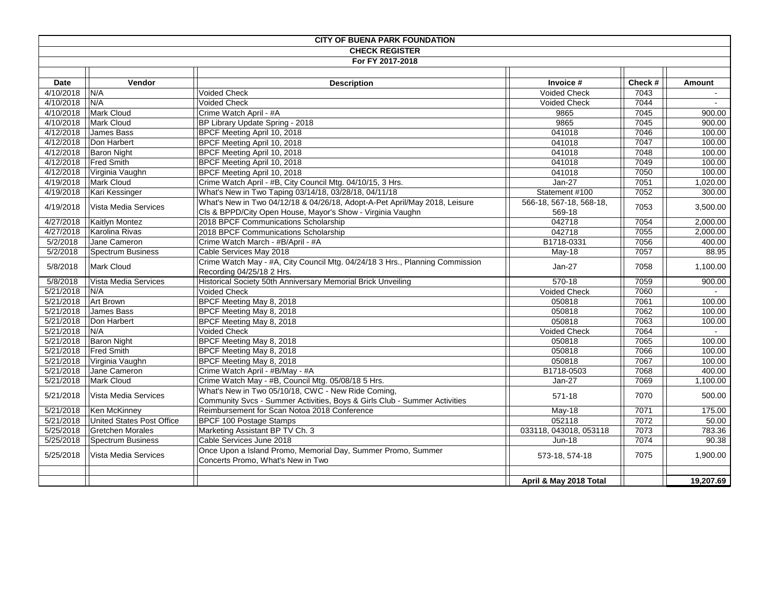**CITY OF BUENA PARK FOUNDATION**

**CHECK REGISTER**

**For FY 2017-2018**

| Date | Vendor | Description | Invoice # | Check # | Amount |
|---|---|---|---|---|---|
| 4/10/2018 | N/A | Voided Check | Voided Check | 7043 | - |
| 4/10/2018 | N/A | Voided Check | Voided Check | 7044 | - |
| 4/10/2018 | Mark Cloud | Crime Watch April - #A | 9865 | 7045 | 900.00 |
| 4/10/2018 | Mark Cloud | BP Library Update Spring - 2018 | 9865 | 7045 | 900.00 |
| 4/12/2018 | James Bass | BPCF Meeting April 10, 2018 | 041018 | 7046 | 100.00 |
| 4/12/2018 | Don Harbert | BPCF Meeting April 10, 2018 | 041018 | 7047 | 100.00 |
| 4/12/2018 | Baron Night | BPCF Meeting April 10, 2018 | 041018 | 7048 | 100.00 |
| 4/12/2018 | Fred Smith | BPCF Meeting April 10, 2018 | 041018 | 7049 | 100.00 |
| 4/12/2018 | Virginia Vaughn | BPCF Meeting April 10, 2018 | 041018 | 7050 | 100.00 |
| 4/19/2018 | Mark Cloud | Crime Watch April - #B, City Council Mtg. 04/10/15, 3 Hrs. | Jan-27 | 7051 | 1,020.00 |
| 4/19/2018 | Kari Kessinger | What's New in Two Taping 03/14/18, 03/28/18, 04/11/18 | Statement #100 | 7052 | 300.00 |
| 4/19/2018 | Vista Media Services | What's New in Two 04/12/18 & 04/26/18, Adopt-A-Pet April/May 2018, Leisure Cls & BPPD/City Open House, Mayor's Show - Virginia Vaughn | 566-18, 567-18, 568-18, 569-18 | 7053 | 3,500.00 |
| 4/27/2018 | Kaitlyn Montez | 2018 BPCF Communications Scholarship | 042718 | 7054 | 2,000.00 |
| 4/27/2018 | Karolina Rivas | 2018 BPCF Communications Scholarship | 042718 | 7055 | 2,000.00 |
| 5/2/2018 | Jane Cameron | Crime Watch March - #B/April - #A | B1718-0331 | 7056 | 400.00 |
| 5/2/2018 | Spectrum Business | Cable Services May 2018 | May-18 | 7057 | 88.95 |
| 5/8/2018 | Mark Cloud | Crime Watch April - #A, City Council Mtg. 04/24/18 3 Hrs., Planning Commission Recording 04/25/18 2 Hrs. | Jan-27 | 7058 | 1,100.00 |
| 5/8/2018 | Vista Media Services | Historical Society 50th Anniversary Memorial Brick Unveiling | 570-18 | 7059 | 900.00 |
| 5/21/2018 | N/A | Voided Check | Voided Check | 7060 | - |
| 5/21/2018 | Art Brown | BPCF Meeting May 8, 2018 | 050818 | 7061 | 100.00 |
| 5/21/2018 | James Bass | BPCF Meeting May 8, 2018 | 050818 | 7062 | 100.00 |
| 5/21/2018 | Don Harbert | BPCF Meeting May 8, 2018 | 050818 | 7063 | 100.00 |
| 5/21/2018 | N/A | Voided Check | Voided Check | 7064 | - |
| 5/21/2018 | Baron Night | BPCF Meeting May 8, 2018 | 050818 | 7065 | 100.00 |
| 5/21/2018 | Fred Smith | BPCF Meeting May 8, 2018 | 050818 | 7066 | 100.00 |
| 5/21/2018 | Virginia Vaughn | BPCF Meeting May 8, 2018 | 050818 | 7067 | 100.00 |
| 5/21/2018 | Jane Cameron | Crime Watch April - #B/May - #A | B1718-0503 | 7068 | 400.00 |
| 5/21/2018 | Mark Cloud | Crime Watch May - #B, Council Mtg. 05/08/18 5 Hrs. | Jan-27 | 7069 | 1,100.00 |
| 5/21/2018 | Vista Media Services | What's New in Two 05/10/18, CWC - New Ride Coming, Community Svcs - Summer Activities, Boys & Girls Club - Summer Activities | 571-18 | 7070 | 500.00 |
| 5/21/2018 | Ken McKinney | Reimbursement for Scan Notoa 2018 Conference | May-18 | 7071 | 175.00 |
| 5/21/2018 | United States Post Office | BPCF 100 Postage Stamps | 052118 | 7072 | 50.00 |
| 5/25/2018 | Gretchen Morales | Marketing Assistant BP TV Ch. 3 | 033118, 043018, 053118 | 7073 | 783.36 |
| 5/25/2018 | Spectrum Business | Cable Services June 2018 | Jun-18 | 7074 | 90.38 |
| 5/25/2018 | Vista Media Services | Once Upon a Island Promo, Memorial Day, Summer Promo, Summer Concerts Promo, What's New in Two | 573-18, 574-18 | 7075 | 1,900.00 |
| | | | **April & May 2018 Total** | | **19,207.69** |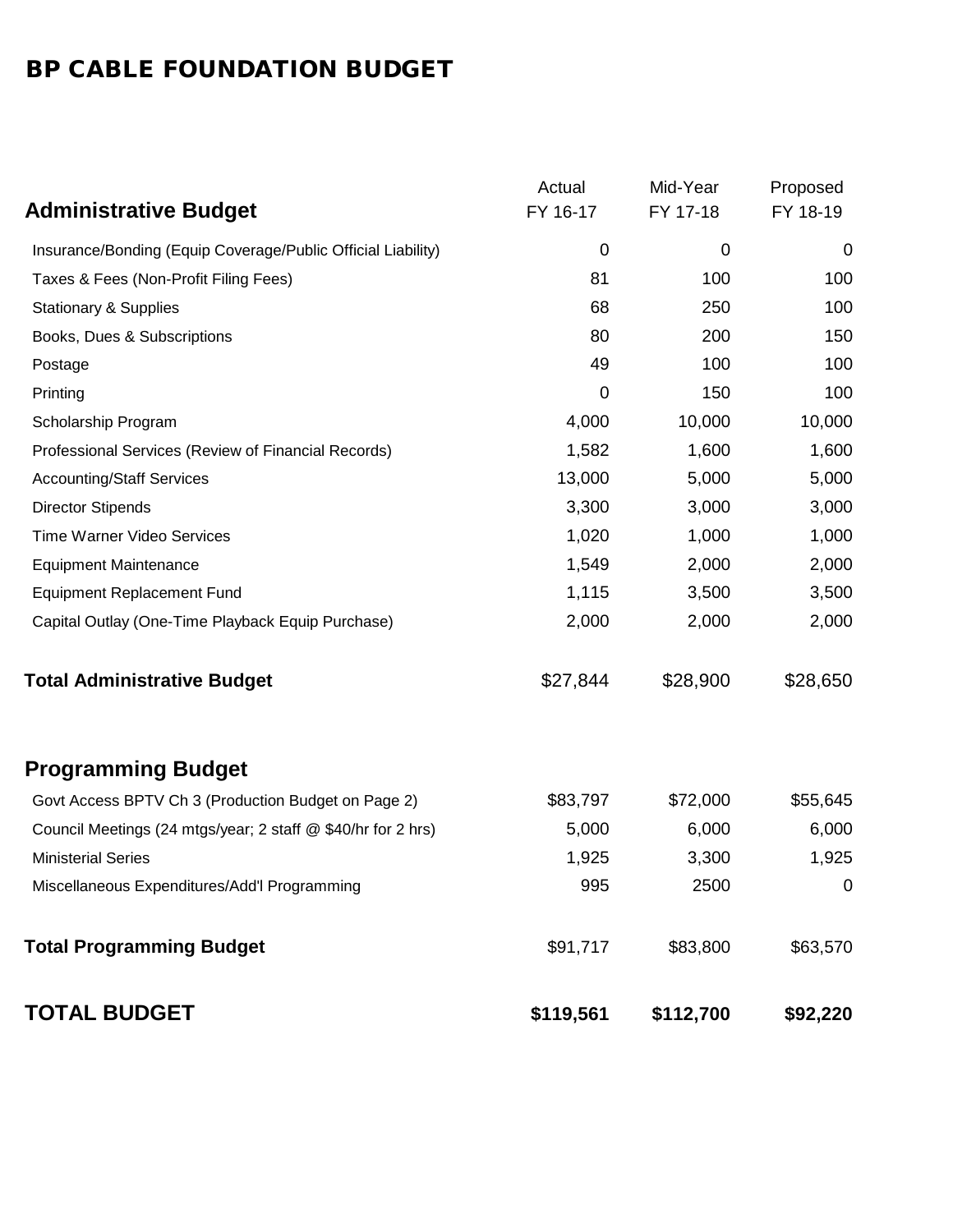# BP CABLE FOUNDATION BUDGET

| Administrative Budget | Actual FY 16-17 | Mid-Year FY 17-18 | Proposed FY 18-19 |
|---|---|---|---|
| Insurance/Bonding (Equip Coverage/Public Official Liability) | 0 | 0 | 0 |
| Taxes & Fees (Non-Profit Filing Fees) | 81 | 100 | 100 |
| Stationary & Supplies | 68 | 250 | 100 |
| Books, Dues & Subscriptions | 80 | 200 | 150 |
| Postage | 49 | 100 | 100 |
| Printing | 0 | 150 | 100 |
| Scholarship Program | 4,000 | 10,000 | 10,000 |
| Professional Services (Review of Financial Records) | 1,582 | 1,600 | 1,600 |
| Accounting/Staff Services | 13,000 | 5,000 | 5,000 |
| Director Stipends | 3,300 | 3,000 | 3,000 |
| Time Warner Video Services | 1,020 | 1,000 | 1,000 |
| Equipment Maintenance | 1,549 | 2,000 | 2,000 |
| Equipment Replacement Fund | 1,115 | 3,500 | 3,500 |
| Capital Outlay (One-Time Playback Equip Purchase) | 2,000 | 2,000 | 2,000 |
| **Total Administrative Budget** | $27,844 | $28,900 | $28,650 |
| | | | |
| **Programming Budget** | | | |
| Govt Access BPTV Ch 3 (Production Budget on Page 2) | $83,797 | $72,000 | $55,645 |
| Council Meetings (24 mtgs/year; 2 staff @ $40/hr for 2 hrs) | 5,000 | 6,000 | 6,000 |
| Ministerial Series | 1,925 | 3,300 | 1,925 |
| Miscellaneous Expenditures/Add'l Programming | 995 | 2500 | 0 |
| **Total Programming Budget** | $91,717 | $83,800 | $63,570 |
| | | | |
| **TOTAL BUDGET** | **$119,561** | **$112,700** | **$92,220** |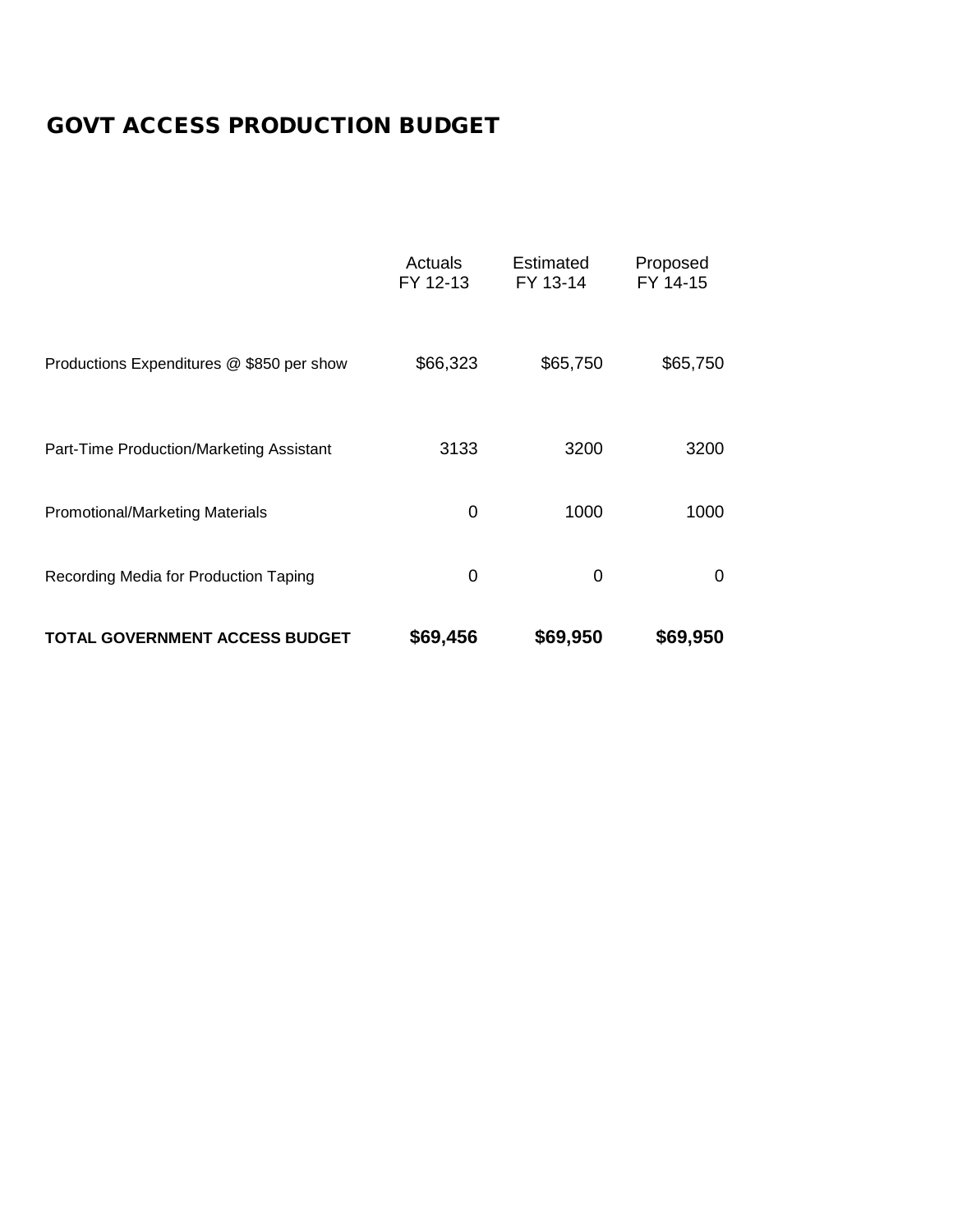# GOVT ACCESS PRODUCTION BUDGET

| | Actuals FY 12-13 | Estimated FY 13-14 | Proposed FY 14-15 |
|---|---|---|---|
| Productions Expenditures @ $850 per show | $66,323 | $65,750 | $65,750 |
| Part-Time Production/Marketing Assistant | 3133 | 3200 | 3200 |
| Promotional/Marketing Materials | 0 | 1000 | 1000 |
| Recording Media for Production Taping | 0 | 0 | 0 |
| **TOTAL GOVERNMENT ACCESS BUDGET** | **$69,456** | **$69,950** | **$69,950** |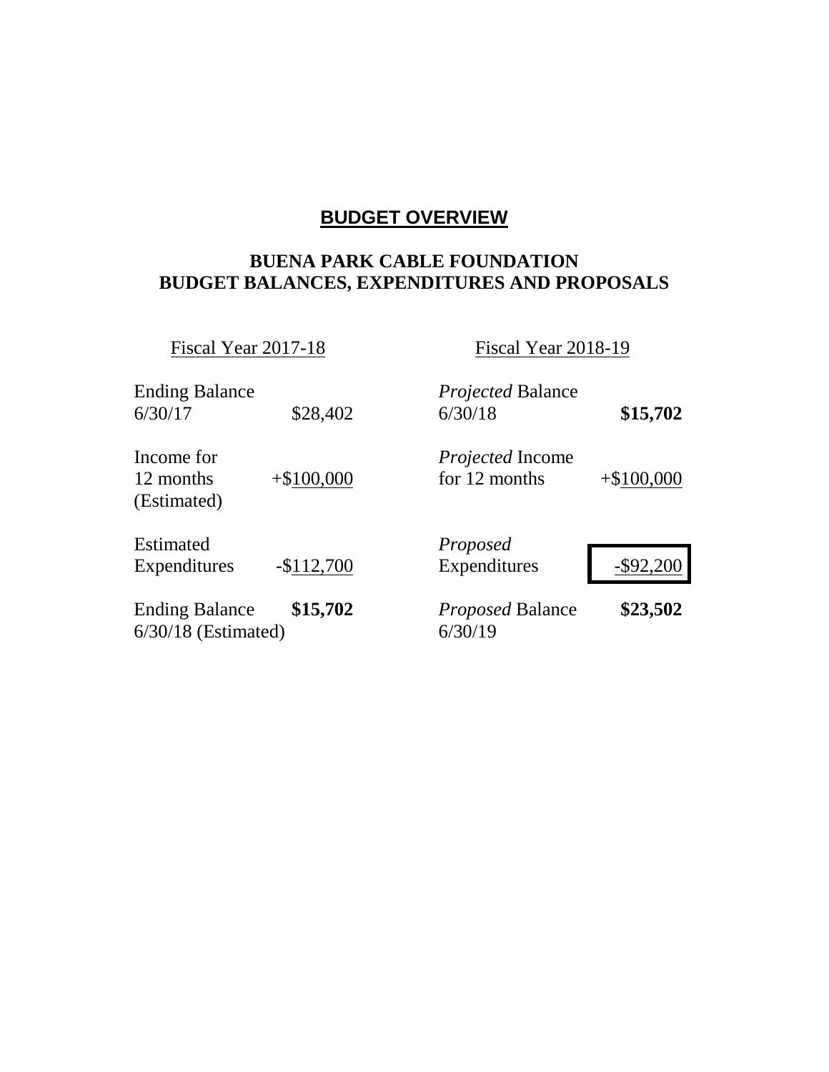# BUDGET OVERVIEW

## BUENA PARK CABLE FOUNDATION
## BUDGET BALANCES, EXPENDITURES AND PROPOSALS

| Fiscal Year 2017-18 | | Fiscal Year 2018-19 | |
|---|---|---|---|
| Ending Balance 6/30/17 | $28,402 | *Projected* Balance 6/30/18 | **$15,702** |
| Income for 12 months (Estimated) | +$100,000 | *Projected* Income for 12 months | +$100,000 |
| Estimated Expenditures | -$112,700 | *Proposed* Expenditures | -$92,200 |
| Ending Balance 6/30/18 (Estimated) | **$15,702** | *Proposed* Balance 6/30/19 | **$23,502** |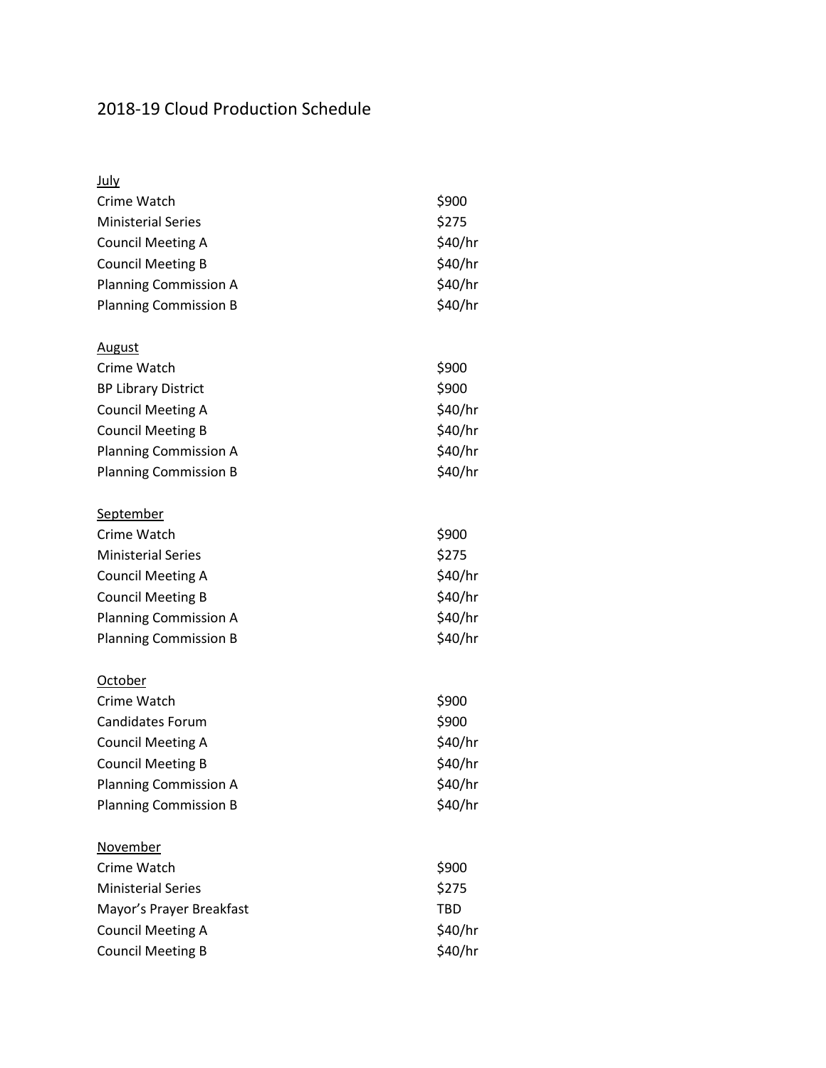# 2018-19 Cloud Production Schedule

<u>July</u>

| | |
|---|---|
| Crime Watch | $900 |
| Ministerial Series | $275 |
| Council Meeting A | $40/hr |
| Council Meeting B | $40/hr |
| Planning Commission A | $40/hr |
| Planning Commission B | $40/hr |

<u>August</u>

| | |
|---|---|
| Crime Watch | $900 |
| BP Library District | $900 |
| Council Meeting A | $40/hr |
| Council Meeting B | $40/hr |
| Planning Commission A | $40/hr |
| Planning Commission B | $40/hr |

<u>September</u>

| | |
|---|---|
| Crime Watch | $900 |
| Ministerial Series | $275 |
| Council Meeting A | $40/hr |
| Council Meeting B | $40/hr |
| Planning Commission A | $40/hr |
| Planning Commission B | $40/hr |

<u>October</u>

| | |
|---|---|
| Crime Watch | $900 |
| Candidates Forum | $900 |
| Council Meeting A | $40/hr |
| Council Meeting B | $40/hr |
| Planning Commission A | $40/hr |
| Planning Commission B | $40/hr |

<u>November</u>

| | |
|---|---|
| Crime Watch | $900 |
| Ministerial Series | $275 |
| Mayor's Prayer Breakfast | TBD |
| Council Meeting A | $40/hr |
| Council Meeting B | $40/hr |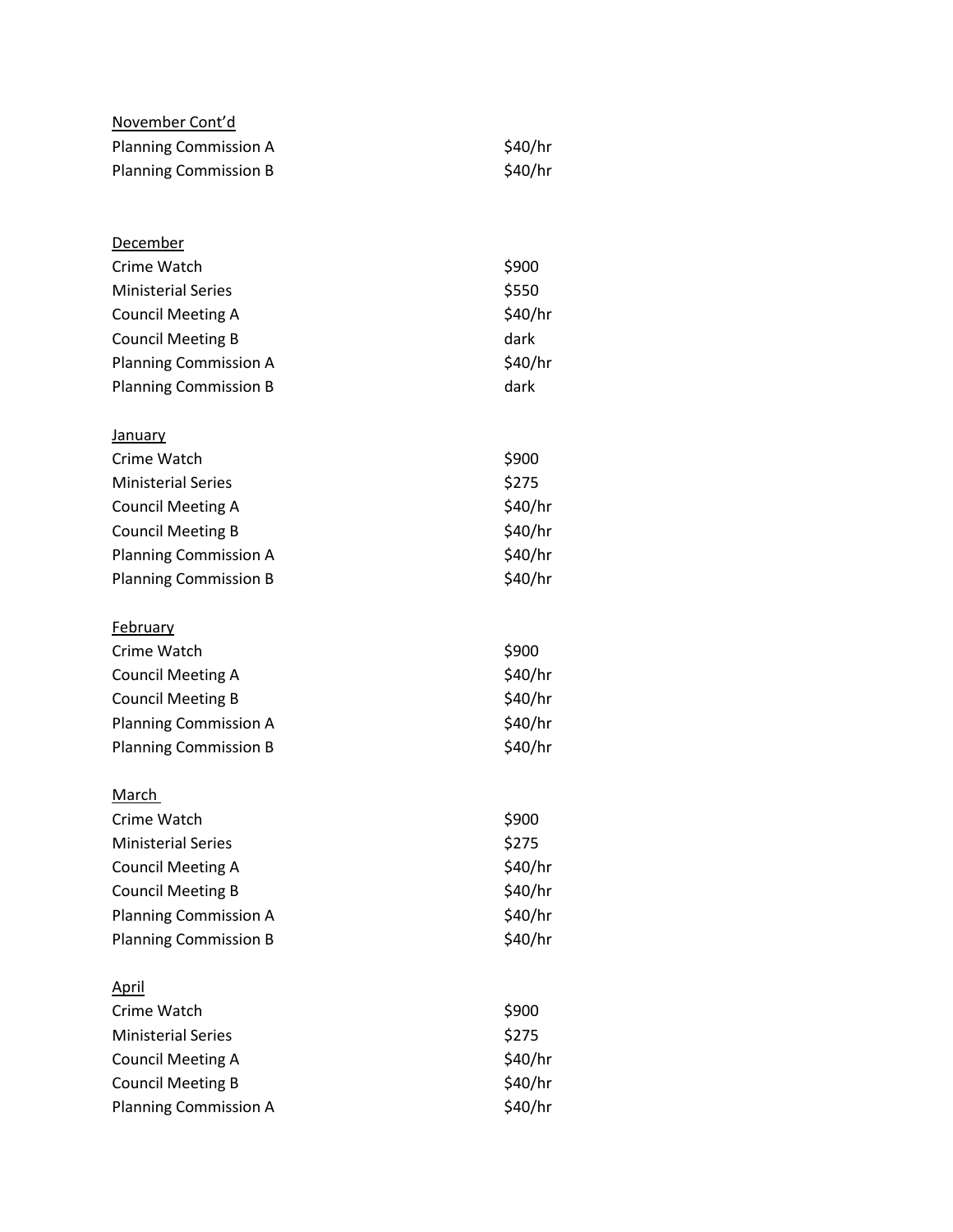<u>November Cont'd</u>

| | |
|---|---|
| Planning Commission A | $40/hr |
| Planning Commission B | $40/hr |

<u>December</u>

| | |
|---|---|
| Crime Watch | $900 |
| Ministerial Series | $550 |
| Council Meeting A | $40/hr |
| Council Meeting B | dark |
| Planning Commission A | $40/hr |
| Planning Commission B | dark |

<u>January</u>

| | |
|---|---|
| Crime Watch | $900 |
| Ministerial Series | $275 |
| Council Meeting A | $40/hr |
| Council Meeting B | $40/hr |
| Planning Commission A | $40/hr |
| Planning Commission B | $40/hr |

<u>February</u>

| | |
|---|---|
| Crime Watch | $900 |
| Council Meeting A | $40/hr |
| Council Meeting B | $40/hr |
| Planning Commission A | $40/hr |
| Planning Commission B | $40/hr |

<u>March</u>

| | |
|---|---|
| Crime Watch | $900 |
| Ministerial Series | $275 |
| Council Meeting A | $40/hr |
| Council Meeting B | $40/hr |
| Planning Commission A | $40/hr |
| Planning Commission B | $40/hr |

<u>April</u>

| | |
|---|---|
| Crime Watch | $900 |
| Ministerial Series | $275 |
| Council Meeting A | $40/hr |
| Council Meeting B | $40/hr |
| Planning Commission A | $40/hr |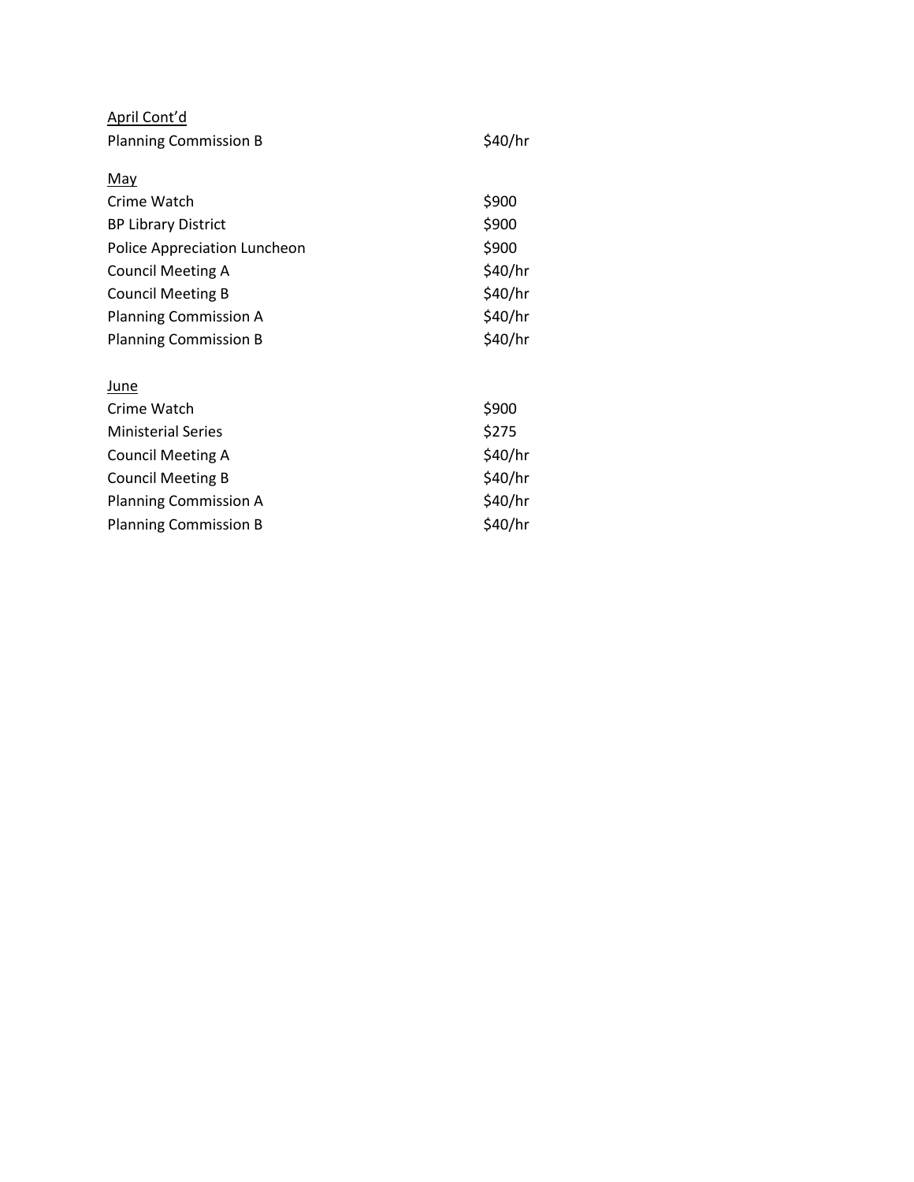<u>April Cont'd</u>

| | |
|---|---|
| Planning Commission B | $40/hr |

<u>May</u>

| | |
|---|---|
| Crime Watch | $900 |
| BP Library District | $900 |
| Police Appreciation Luncheon | $900 |
| Council Meeting A | $40/hr |
| Council Meeting B | $40/hr |
| Planning Commission A | $40/hr |
| Planning Commission B | $40/hr |

<u>June</u>

| | |
|---|---|
| Crime Watch | $900 |
| Ministerial Series | $275 |
| Council Meeting A | $40/hr |
| Council Meeting B | $40/hr |
| Planning Commission A | $40/hr |
| Planning Commission B | $40/hr |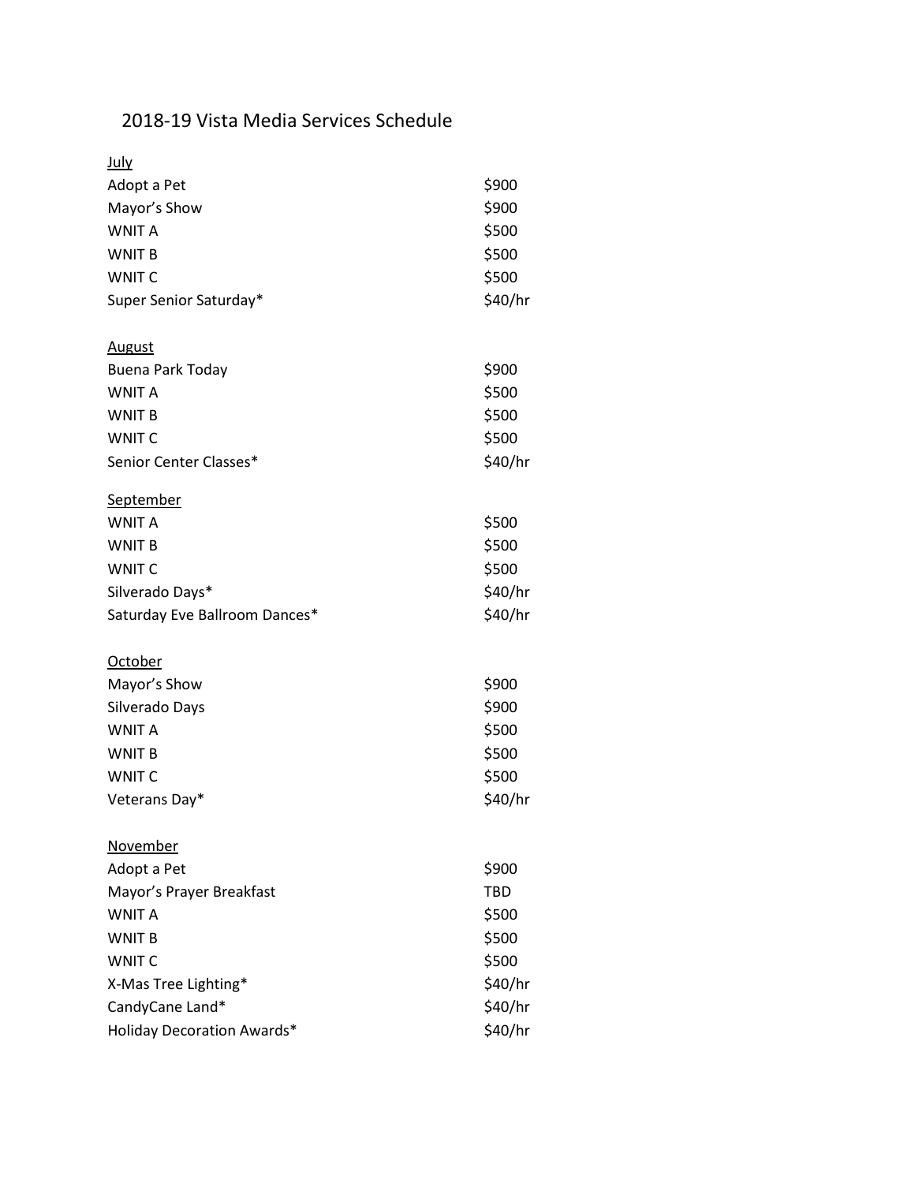# 2018-19 Vista Media Services Schedule

<u>July</u>

| | |
|---|---|
| Adopt a Pet | $900 |
| Mayor’s Show | $900 |
| WNIT A | $500 |
| WNIT B | $500 |
| WNIT C | $500 |
| Super Senior Saturday* | $40/hr |

<u>August</u>

| | |
|---|---|
| Buena Park Today | $900 |
| WNIT A | $500 |
| WNIT B | $500 |
| WNIT C | $500 |
| Senior Center Classes* | $40/hr |

<u>September</u>

| | |
|---|---|
| WNIT A | $500 |
| WNIT B | $500 |
| WNIT C | $500 |
| Silverado Days* | $40/hr |
| Saturday Eve Ballroom Dances* | $40/hr |

<u>October</u>

| | |
|---|---|
| Mayor’s Show | $900 |
| Silverado Days | $900 |
| WNIT A | $500 |
| WNIT B | $500 |
| WNIT C | $500 |
| Veterans Day* | $40/hr |

<u>November</u>

| | |
|---|---|
| Adopt a Pet | $900 |
| Mayor’s Prayer Breakfast | TBD |
| WNIT A | $500 |
| WNIT B | $500 |
| WNIT C | $500 |
| X-Mas Tree Lighting* | $40/hr |
| CandyCane Land* | $40/hr |
| Holiday Decoration Awards* | $40/hr |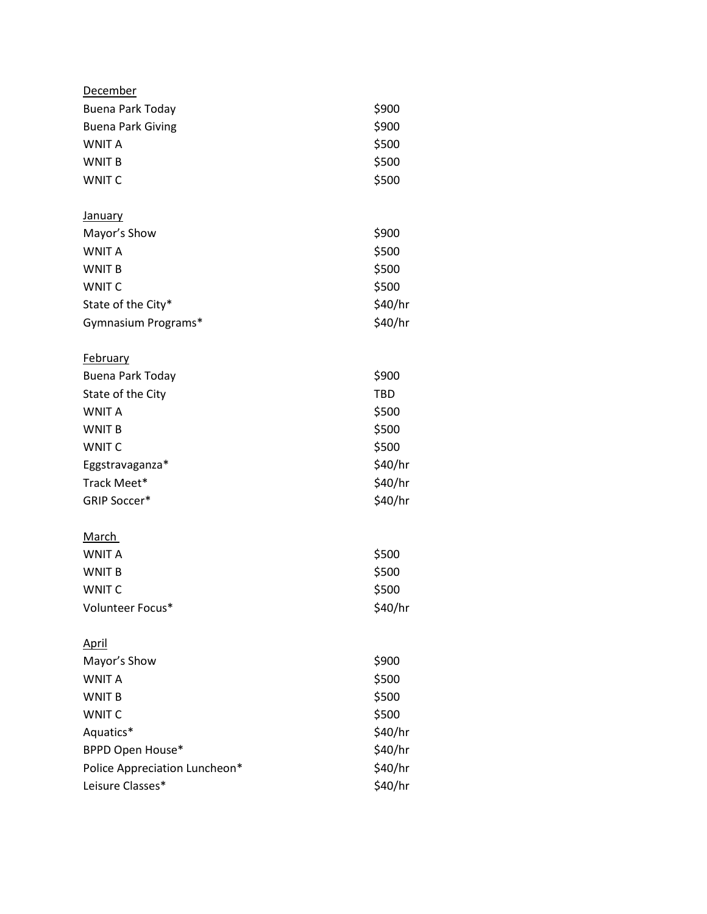<u>December</u>

| | |
|---|---|
| Buena Park Today | $900 |
| Buena Park Giving | $900 |
| WNIT A | $500 |
| WNIT B | $500 |
| WNIT C | $500 |

<u>January</u>

| | |
|---|---|
| Mayor's Show | $900 |
| WNIT A | $500 |
| WNIT B | $500 |
| WNIT C | $500 |
| State of the City* | $40/hr |
| Gymnasium Programs* | $40/hr |

<u>February</u>

| | |
|---|---|
| Buena Park Today | $900 |
| State of the City | TBD |
| WNIT A | $500 |
| WNIT B | $500 |
| WNIT C | $500 |
| Eggstravaganza* | $40/hr |
| Track Meet* | $40/hr |
| GRIP Soccer* | $40/hr |

<u>March</u>

| | |
|---|---|
| WNIT A | $500 |
| WNIT B | $500 |
| WNIT C | $500 |
| Volunteer Focus* | $40/hr |

<u>April</u>

| | |
|---|---|
| Mayor's Show | $900 |
| WNIT A | $500 |
| WNIT B | $500 |
| WNIT C | $500 |
| Aquatics* | $40/hr |
| BPPD Open House* | $40/hr |
| Police Appreciation Luncheon* | $40/hr |
| Leisure Classes* | $40/hr |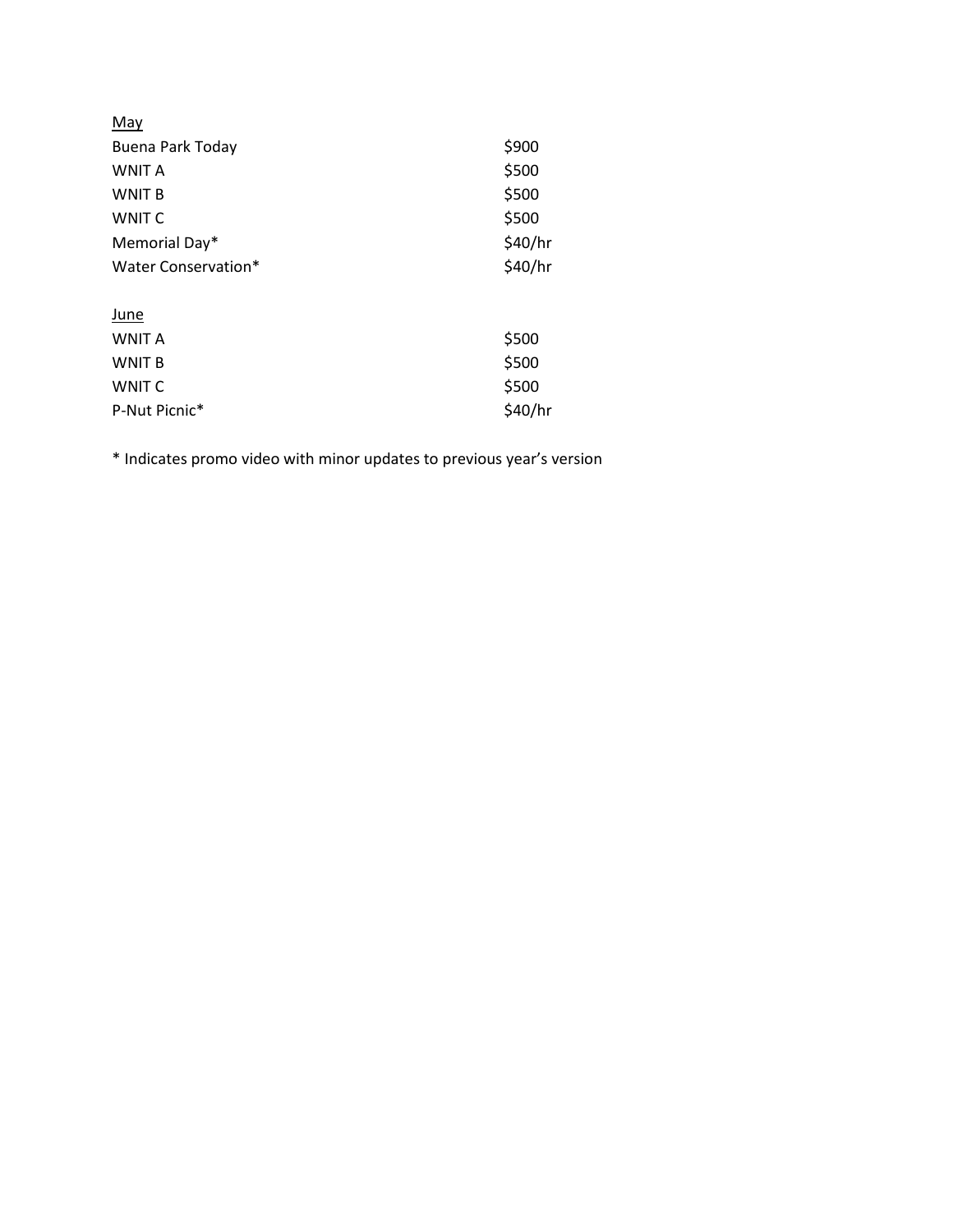<u>May</u>

| | |
|---|---|
| Buena Park Today | $900 |
| WNIT A | $500 |
| WNIT B | $500 |
| WNIT C | $500 |
| Memorial Day* | $40/hr |
| Water Conservation* | $40/hr |

<u>June</u>

| | |
|---|---|
| WNIT A | $500 |
| WNIT B | $500 |
| WNIT C | $500 |
| P-Nut Picnic* | $40/hr |

* Indicates promo video with minor updates to previous year's version